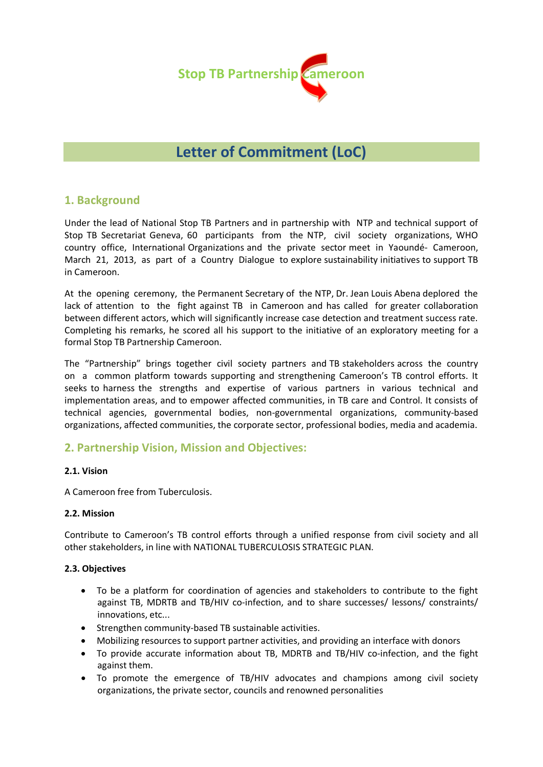Stop TB Partnership Cameroon

# Letter of Commitment (LoC)

## 1. Background

Under the lead of National Stop TB Partners and in partnership with NTP and technical support of Stop TB Secretariat Geneva, 60 participants from the NTP, civil society organizations, WHO country office, International Organizations and the private sector meet in Yaoundé- Cameroon, March 21, 2013, as part of a Country Dialogue to explore sustainability initiatives to support TB in Cameroon.

At the opening ceremony, the Permanent Secretary of the NTP, Dr. Jean Louis Abena deplored the lack of attention to the fight against TB in Cameroon and has called for greater collaboration between different actors, which will significantly increase case detection and treatment success rate. Completing his remarks, he scored all his support to the initiative of an exploratory meeting for a formal Stop TB Partnership Cameroon.

The "Partnership" brings together civil society partners and TB stakeholders across the country on a common platform towards supporting and strengthening Cameroon's TB control efforts. It seeks to harness the strengths and expertise of various partners in various technical and implementation areas, and to empower affected communities, in TB care and Control. It consists of technical agencies, governmental bodies, non-governmental organizations, community-based organizations, affected communities, the corporate sector, professional bodies, media and academia.

## 2. Partnership Vision, Mission and Objectives:

### 2.1. Vision

A Cameroon free from Tuberculosis.

### 2.2. Mission

Contribute to Cameroon's TB control efforts through a unified response from civil society and all other stakeholders, in line with NATIONAL TUBERCULOSIS STRATEGIC PLAN.

### 2.3. Objectives

- To be a platform for coordination of agencies and stakeholders to contribute to the fight against TB, MDRTB and TB/HIV co-infection, and to share successes/ lessons/ constraints/ innovations, etc...
- Strengthen community-based TB sustainable activities.
- Mobilizing resources to support partner activities, and providing an interface with donors
- To provide accurate information about TB, MDRTB and TB/HIV co-infection, and the fight against them.
- To promote the emergence of TB/HIV advocates and champions among civil society organizations, the private sector, councils and renowned personalities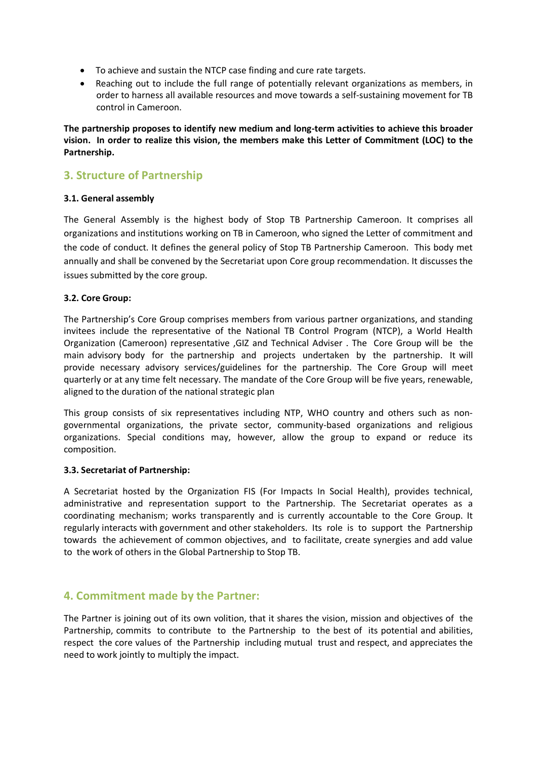- To achieve and sustain the NTCP case finding and cure rate targets.
- Reaching out to include the full range of potentially relevant organizations as members, in order to harness all available resources and move towards a self-sustaining movement for TB control in Cameroon.

**The partnership proposes to identify new medium and long-term activities to achieve this broader vision. In order to realize this vision, the members make this Letter of Commitment (LOC) to the Partnership.**

## 3. Structure of Partnership

#### 3.1. General assembly

The General Assembly is the highest body of Stop TB Partnership Cameroon. It comprises all organizations and institutions working on TB in Cameroon, who signed the Letter of commitment and the code of conduct. It defines the general policy of Stop TB Partnership Cameroon. This body met annually and shall be convened by the Secretariat upon Core group recommendation. It discusses the issues submitted by the core group.

#### 3.2. Core Group:

The Partnership's Core Group comprises members from various partner organizations, and standing invitees include the representative of the National TB Control Program (NTCP), a World Health Organization (Cameroon) representative ,GIZ and Technical Adviser . The Core Group will be the main advisory body for the partnership and projects undertaken by the partnership. It will provide necessary advisory services/guidelines for the partnership. The Core Group will meet quarterly or at any time felt necessary. The mandate of the Core Group will be five years, renewable, aligned to the duration of the national strategic plan

This group consists of six representatives including NTP, WHO country and others such as non-governmental organizations, the private sector, community-based organizations and religious organizations. Special conditions may, however, allow the group to expand or reduce its composition.

#### 3.3. Secretariat of Partnership:

A Secretariat hosted by the Organization FIS (For Impacts In Social Health), provides technical, administrative and representation support to the Partnership. The Secretariat operates as a coordinating mechanism; works transparently and is currently accountable to the Core Group. It regularly interacts with government and other stakeholders. Its role is to support the Partnership towards the achievement of common objectives, and to facilitate, create synergies and add value to the work of others in the Global Partnership to Stop TB.

## 4. Commitment made by the Partner:

The Partner is joining out of its own volition, that it shares the vision, mission and objectives of the Partnership, commits to contribute to the Partnership to the best of its potential and abilities, respect the core values of the Partnership including mutual trust and respect, and appreciates the need to work jointly to multiply the impact.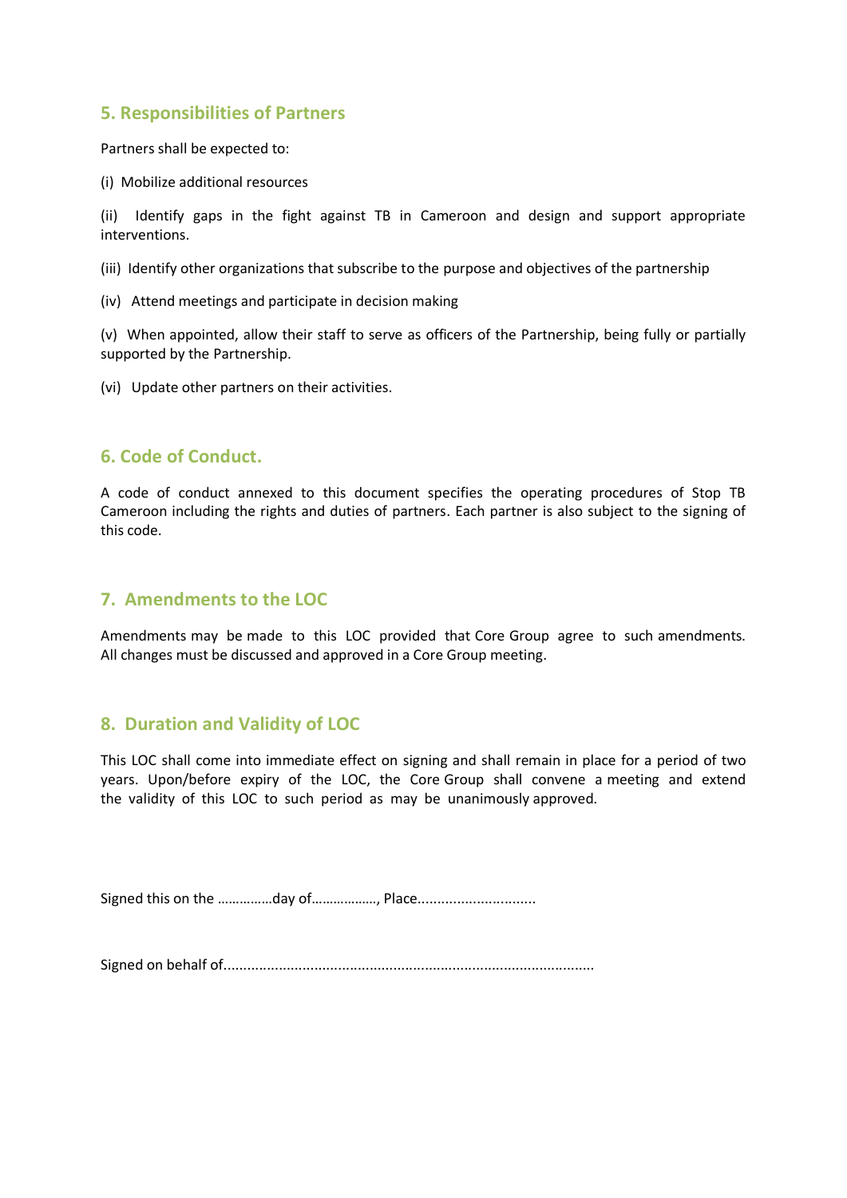## 5. Responsibilities of Partners

Partners shall be expected to:

(i) Mobilize additional resources

(ii) Identify gaps in the fight against TB in Cameroon and design and support appropriate interventions.

(iii) Identify other organizations that subscribe to the purpose and objectives of the partnership

(iv) Attend meetings and participate in decision making

(v) When appointed, allow their staff to serve as officers of the Partnership, being fully or partially supported by the Partnership.

(vi) Update other partners on their activities.

## 6. Code of Conduct.

A code of conduct annexed to this document specifies the operating procedures of Stop TB Cameroon including the rights and duties of partners. Each partner is also subject to the signing of this code.

## 7. Amendments to the LOC

Amendments may be made to this LOC provided that Core Group agree to such amendments. All changes must be discussed and approved in a Core Group meeting.

## 8. Duration and Validity of LOC

This LOC shall come into immediate effect on signing and shall remain in place for a period of two years. Upon/before expiry of the LOC, the Core Group shall convene a meeting and extend the validity of this LOC to such period as may be unanimously approved.

Signed this on the ……………day of………………, Place..............................

Signed on behalf of.............................................................................................